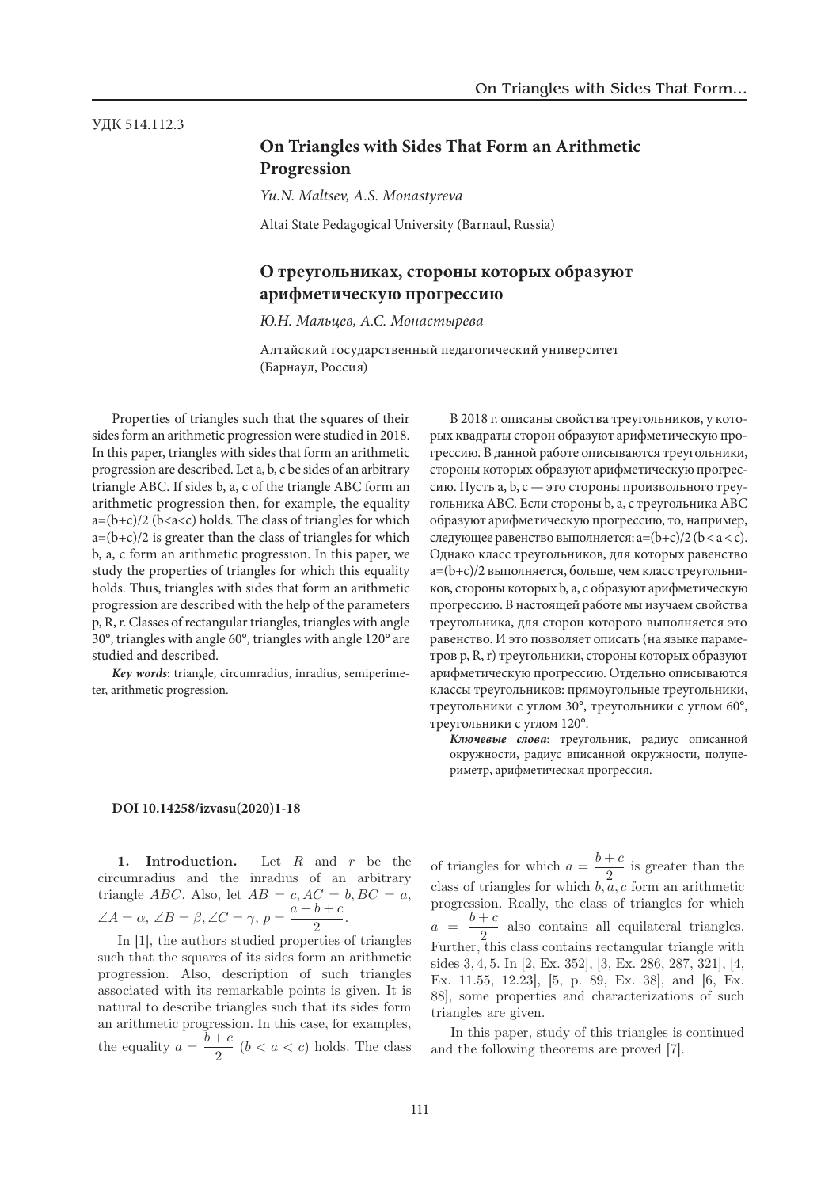УДК 514.112.3

# On Triangles with Sides That Form an Arithmetic Progression

*Yu.N. Maltsev, A.S. Monastyreva*

Altai State Pedagogical University (Barnaul, Russia)

# О треугольниках, стороны которых образуют арифметическую прогрессию

*Ю.Н. Мальцев, А.С. Монастырева*

Алтайский государственный педагогический университет (Барнаул, Россия)

Properties of triangles such that the squares of their sides form an arithmetic progression were studied in 2018. In this paper, triangles with sides that form an arithmetic progression are described. Let a, b, c be sides of an arbitrary triangle ABC. If sides b, a, c of the triangle ABC form an arithmetic progression then, for example, the equality a=(b+c)/2 (b<a<c) holds. The class of triangles for which a=(b+c)/2 is greater than the class of triangles for which b, a, c form an arithmetic progression. In this paper, we study the properties of triangles for which this equality holds. Thus, triangles with sides that form an arithmetic progression are described with the help of the parameters p, R, r. Classes of rectangular triangles, triangles with angle 30°, triangles with angle 60°, triangles with angle 120° are studied and described.

***Key words***: triangle, circumradius, inradius, semiperimeter, arithmetic progression.

В 2018 г. описаны свойства треугольников, у которых квадраты сторон образуют арифметическую прогрессию. В данной работе описываются треугольники, стороны которых образуют арифметическую прогрессию. Пусть a, b, c — это стороны произвольного треугольника ABC. Если стороны b, a, c треугольника ABC образуют арифметическую прогрессию, то, например, следующее равенство выполняется: a=(b+c)/2 (b < a < c). Однако класс треугольников, для которых равенство a=(b+c)/2 выполняется, больше, чем класс треугольников, стороны которых b, a, c образуют арифметическую прогрессию. В настоящей работе мы изучаем свойства треугольника, для сторон которого выполняется это равенство. И это позволяет описать (на языке параметров p, R, r) треугольники, стороны которых образуют арифметическую прогрессию. Отдельно описываются классы треугольников: прямоугольные треугольники, треугольники с углом 30°, треугольники с углом 60°, треугольники с углом 120°.

***Ключевые слова***: треугольник, радиус описанной окружности, радиус вписанной окружности, полупериметр, арифметическая прогрессия.

**DOI 10.14258/izvasu(2020)1-18**

**1. Introduction.** Let $R$ and $r$ be the circumradius and the inradius of an arbitrary triangle $ABC$. Also, let $AB = c, AC = b, BC = a$, $\angle A = \alpha$, $\angle B = \beta, \angle C = \gamma$, $p = \dfrac{a+b+c}{2}$.

In [1], the authors studied properties of triangles such that the squares of its sides form an arithmetic progression. Also, description of such triangles associated with its remarkable points is given. It is natural to describe triangles such that its sides form an arithmetic progression. In this case, for examples, the equality $a = \dfrac{b+c}{2}$ $(b < a < c)$ holds. The class of triangles for which $a = \dfrac{b+c}{2}$ is greater than the class of triangles for which $b, a, c$ form an arithmetic progression. Really, the class of triangles for which $a = \dfrac{b+c}{2}$ also contains all equilateral triangles. Further, this class contains rectangular triangle with sides $3, 4, 5$. In [2, Ex. 352], [3, Ex. 286, 287, 321], [4, Ex. 11.55, 12.23], [5, p. 89, Ex. 38], and [6, Ex. 88], some properties and characterizations of such triangles are given.

In this paper, study of this triangles is continued and the following theorems are proved [7].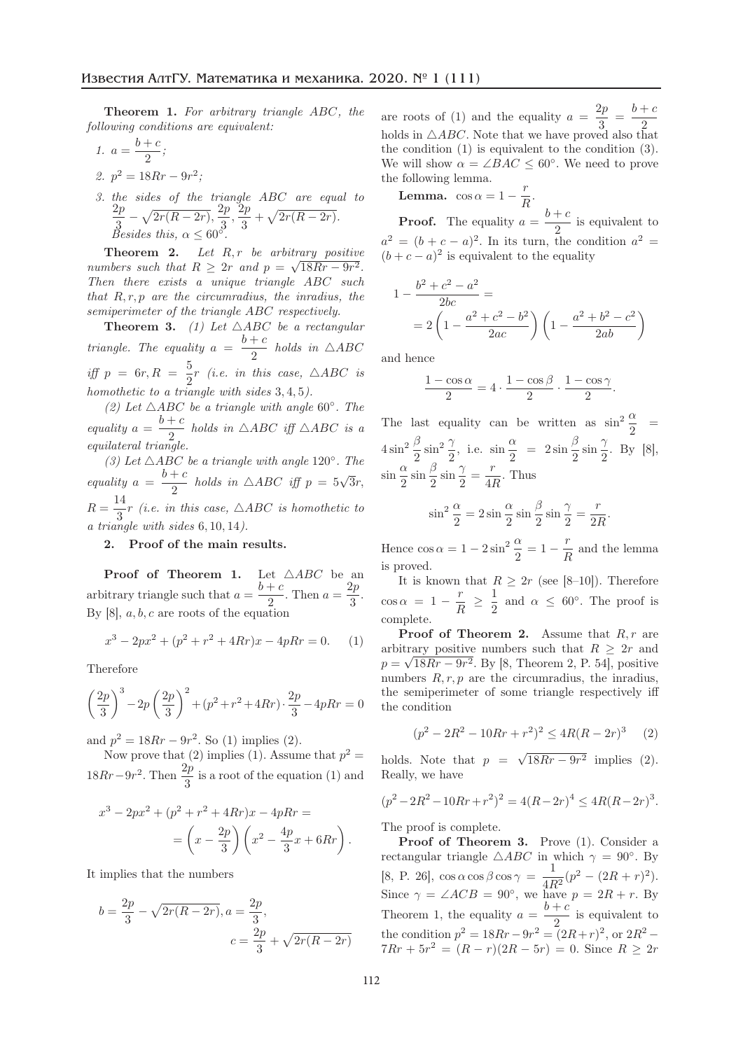**Theorem 1.** *For arbitrary triangle $ABC$, the following conditions are equivalent:*

1. $a = \dfrac{b+c}{2}$;
2. $p^2 = 18Rr - 9r^2$;
3. *the sides of the triangle $ABC$ are equal to $\dfrac{2p}{3} - \sqrt{2r(R-2r)}, \dfrac{2p}{3}, \dfrac{2p}{3} + \sqrt{2r(R-2r)}$.*

*Besides this, $\alpha \le 60^\circ$.*

**Theorem 2.** *Let $R, r$ be arbitrary positive numbers such that $R \ge 2r$ and $p = \sqrt{18Rr - 9r^2}$. Then there exists a unique triangle $ABC$ such that $R, r, p$ are the circumradius, the inradius, the semiperimeter of the triangle $ABC$ respectively.*

**Theorem 3.** *(1) Let $\triangle ABC$ be a rectangular triangle. The equality $a = \dfrac{b+c}{2}$ holds in $\triangle ABC$ iff $p = 6r, R = \dfrac{5}{2}r$ (i.e. in this case, $\triangle ABC$ is homothetic to a triangle with sides $3, 4, 5$).*

*(2) Let $\triangle ABC$ be a triangle with angle $60^\circ$. The equality $a = \dfrac{b+c}{2}$ holds in $\triangle ABC$ iff $\triangle ABC$ is a equilateral triangle.*

*(3) Let $\triangle ABC$ be a triangle with angle $120^\circ$. The equality $a = \dfrac{b+c}{2}$ holds in $\triangle ABC$ iff $p = 5\sqrt{3}r$, $R = \dfrac{14}{3}r$ (i.e. in this case, $\triangle ABC$ is homothetic to a triangle with sides $6, 10, 14$).*

## 2. Proof of the main results.

**Proof of Theorem 1.** Let $\triangle ABC$ be an arbitrary triangle such that $a = \dfrac{b+c}{2}$. Then $a = \dfrac{2p}{3}$. By [8], $a, b, c$ are roots of the equation

$$x^3 - 2px^2 + (p^2 + r^2 + 4Rr)x - 4pRr = 0. \qquad (1)$$

Therefore

$$\left(\frac{2p}{3}\right)^3 - 2p\left(\frac{2p}{3}\right)^2 + (p^2 + r^2 + 4Rr) \cdot \frac{2p}{3} - 4pRr = 0$$

and $p^2 = 18Rr - 9r^2$. So (1) implies (2).

Now prove that (2) implies (1). Assume that $p^2 = 18Rr - 9r^2$. Then $\dfrac{2p}{3}$ is a root of the equation (1) and

$$x^3 - 2px^2 + (p^2 + r^2 + 4Rr)x - 4pRr = \left(x - \frac{2p}{3}\right)\left(x^2 - \frac{4p}{3}x + 6Rr\right).$$

It implies that the numbers

$$b = \frac{2p}{3} - \sqrt{2r(R-2r)}, a = \frac{2p}{3}, c = \frac{2p}{3} + \sqrt{2r(R-2r)}$$

are roots of (1) and the equality $a = \dfrac{2p}{3} = \dfrac{b+c}{2}$ holds in $\triangle ABC$. Note that we have proved also that the condition (1) is equivalent to the condition (3). We will show $\alpha = \angle BAC \le 60^\circ$. We need to prove the following lemma.

**Lemma.** $\cos\alpha = 1 - \dfrac{r}{R}$.

**Proof.** The equality $a = \dfrac{b+c}{2}$ is equivalent to $a^2 = (b+c-a)^2$. In its turn, the condition $a^2 = (b+c-a)^2$ is equivalent to the equality

$$1 - \frac{b^2+c^2-a^2}{2bc} = 2\left(1 - \frac{a^2+c^2-b^2}{2ac}\right)\left(1 - \frac{a^2+b^2-c^2}{2ab}\right)$$

and hence

$$\frac{1-\cos\alpha}{2} = 4 \cdot \frac{1-\cos\beta}{2} \cdot \frac{1-\cos\gamma}{2}.$$

The last equality can be written as $\sin^2\dfrac{\alpha}{2} = 4\sin^2\dfrac{\beta}{2}\sin^2\dfrac{\gamma}{2}$, i.e. $\sin\dfrac{\alpha}{2} = 2\sin\dfrac{\beta}{2}\sin\dfrac{\gamma}{2}$. By [8], $\sin\dfrac{\alpha}{2}\sin\dfrac{\beta}{2}\sin\dfrac{\gamma}{2} = \dfrac{r}{4R}$. Thus

$$\sin^2\frac{\alpha}{2} = 2\sin\frac{\alpha}{2}\sin\frac{\beta}{2}\sin\frac{\gamma}{2} = \frac{r}{2R}.$$

Hence $\cos\alpha = 1 - 2\sin^2\dfrac{\alpha}{2} = 1 - \dfrac{r}{R}$ and the lemma is proved.

It is known that $R \ge 2r$ (see [8–10]). Therefore $\cos\alpha = 1 - \dfrac{r}{R} \ge \dfrac{1}{2}$ and $\alpha \le 60^\circ$. The proof is complete.

**Proof of Theorem 2.** Assume that $R, r$ are arbitrary positive numbers such that $R \ge 2r$ and $p = \sqrt{18Rr - 9r^2}$. By [8, Theorem 2, P. 54], positive numbers $R, r, p$ are the circumradius, the inradius, the semiperimeter of some triangle respectively iff the condition

$$(p^2 - 2R^2 - 10Rr + r^2)^2 \le 4R(R-2r)^3 \qquad (2)$$

holds. Note that $p = \sqrt{18Rr - 9r^2}$ implies (2). Really, we have

$$(p^2 - 2R^2 - 10Rr + r^2)^2 = 4(R-2r)^4 \le 4R(R-2r)^3.$$

The proof is complete.

**Proof of Theorem 3.** Prove (1). Consider a rectangular triangle $\triangle ABC$ in which $\gamma = 90^\circ$. By [8, P. 26], $\cos\alpha\cos\beta\cos\gamma = \dfrac{1}{4R^2}(p^2 - (2R+r)^2)$. Since $\gamma = \angle ACB = 90^\circ$, we have $p = 2R + r$. By Theorem 1, the equality $a = \dfrac{b+c}{2}$ is equivalent to the condition $p^2 = 18Rr - 9r^2 = (2R+r)^2$, or $2R^2 - 7Rr + 5r^2 = (R-r)(2R-5r) = 0$. Since $R \ge 2r$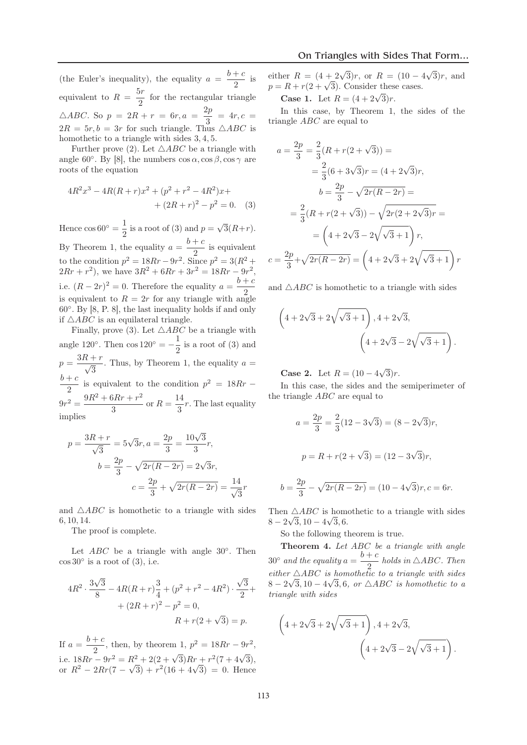(the Euler's inequality), the equality $a = \dfrac{b+c}{2}$ is equivalent to $R = \dfrac{5r}{2}$ for the rectangular triangle $\triangle ABC$. So $p = 2R + r = 6r, a = \dfrac{2p}{3} = 4r, c = 2R = 5r, b = 3r$ for such triangle. Thus $\triangle ABC$ is homothetic to a triangle with sides $3, 4, 5$.

Further prove (2). Let $\triangle ABC$ be a triangle with angle $60^\circ$. By [8], the numbers $\cos\alpha, \cos\beta, \cos\gamma$ are roots of the equation

$$4R^2x^3 - 4R(R+r)x^2 + (p^2 + r^2 - 4R^2)x + (2R+r)^2 - p^2 = 0. \quad (3)$$

Hence $\cos 60^\circ = \dfrac{1}{2}$ is a root of (3) and $p = \sqrt{3}(R+r)$. By Theorem 1, the equality $a = \dfrac{b+c}{2}$ is equivalent to the condition $p^2 = 18Rr - 9r^2$. Since $p^2 = 3(R^2 + 2Rr + r^2)$, we have $3R^2 + 6Rr + 3r^2 = 18Rr - 9r^2$, i.e. $(R-2r)^2 = 0$. Therefore the equality $a = \dfrac{b+c}{2}$ is equivalent to $R = 2r$ for any triangle with angle $60^\circ$. By [8, P. 8], the last inequality holds if and only if $\triangle ABC$ is an equilateral triangle.

Finally, prove (3). Let $\triangle ABC$ be a triangle with angle $120^\circ$. Then $\cos 120^\circ = -\dfrac{1}{2}$ is a root of (3) and $p = \dfrac{3R+r}{\sqrt{3}}$. Thus, by Theorem 1, the equality $a = \dfrac{b+c}{2}$ is equivalent to the condition $p^2 = 18Rr - 9r^2 = \dfrac{9R^2 + 6Rr + r^2}{3}$ or $R = \dfrac{14}{3}r$. The last equality implies

$$p = \frac{3R+r}{\sqrt{3}} = 5\sqrt{3}r, a = \frac{2p}{3} = \frac{10\sqrt{3}}{3}r,$$
$$b = \frac{2p}{3} - \sqrt{2r(R-2r)} = 2\sqrt{3}r,$$
$$c = \frac{2p}{3} + \sqrt{2r(R-2r)} = \frac{14}{\sqrt{3}}r$$

and $\triangle ABC$ is homothetic to a triangle with sides $6, 10, 14$.

The proof is complete.

Let $ABC$ be a triangle with angle $30^\circ$. Then $\cos 30^\circ$ is a root of (3), i.e.

$$4R^2 \cdot \frac{3\sqrt{3}}{8} - 4R(R+r)\frac{3}{4} + (p^2 + r^2 - 4R^2) \cdot \frac{\sqrt{3}}{2} + (2R+r)^2 - p^2 = 0,$$
$$R + r(2+\sqrt{3}) = p.$$

If $a = \dfrac{b+c}{2}$, then, by theorem 1, $p^2 = 18Rr - 9r^2$, i.e. $18Rr - 9r^2 = R^2 + 2(2+\sqrt{3})Rr + r^2(7+4\sqrt{3})$, or $R^2 - 2Rr(7-\sqrt{3}) + r^2(16+4\sqrt{3}) = 0$. Hence either $R = (4+2\sqrt{3})r$, or $R = (10-4\sqrt{3})r$, and $p = R + r(2+\sqrt{3})$. Consider these cases.

**Case 1.** Let $R = (4+2\sqrt{3})r$.

In this case, by Theorem 1, the sides of the triangle $ABC$ are equal to

$$a = \frac{2p}{3} = \frac{2}{3}(R + r(2+\sqrt{3})) = \frac{2}{3}(6+3\sqrt{3})r = (4+2\sqrt{3})r,$$
$$b = \frac{2p}{3} - \sqrt{2r(R-2r)} = \frac{2}{3}(R + r(2+\sqrt{3})) - \sqrt{2r(2+2\sqrt{3})r} = \left(4 + 2\sqrt{3} - 2\sqrt{\sqrt{3}+1}\right)r,$$
$$c = \frac{2p}{3} + \sqrt{2r(R-2r)} = \left(4 + 2\sqrt{3} + 2\sqrt{\sqrt{3}+1}\right)r$$

and $\triangle ABC$ is homothetic to a triangle with sides

$$\left(4 + 2\sqrt{3} + 2\sqrt{\sqrt{3}+1}\right), 4 + 2\sqrt{3}, \left(4 + 2\sqrt{3} - 2\sqrt{\sqrt{3}+1}\right).$$

**Case 2.** Let $R = (10-4\sqrt{3})r$.

In this case, the sides and the semiperimeter of the triangle $ABC$ are equal to

$$a = \frac{2p}{3} = \frac{2}{3}(12-3\sqrt{3}) = (8-2\sqrt{3})r,$$

$$p = R + r(2+\sqrt{3}) = (12-3\sqrt{3})r,$$

$$b = \frac{2p}{3} - \sqrt{2r(R-2r)} = (10-4\sqrt{3})r, c = 6r.$$

Then $\triangle ABC$ is homothetic to a triangle with sides $8-2\sqrt{3}, 10-4\sqrt{3}, 6$.

So the following theorem is true.

**Theorem 4.** *Let $ABC$ be a triangle with angle $30^\circ$ and the equality $a = \dfrac{b+c}{2}$ holds in $\triangle ABC$. Then either $\triangle ABC$ is homothetic to a triangle with sides $8-2\sqrt{3}, 10-4\sqrt{3}, 6$, or $\triangle ABC$ is homothetic to a triangle with sides*

$$\left(4 + 2\sqrt{3} + 2\sqrt{\sqrt{3}+1}\right), 4 + 2\sqrt{3}, \left(4 + 2\sqrt{3} - 2\sqrt{\sqrt{3}+1}\right).$$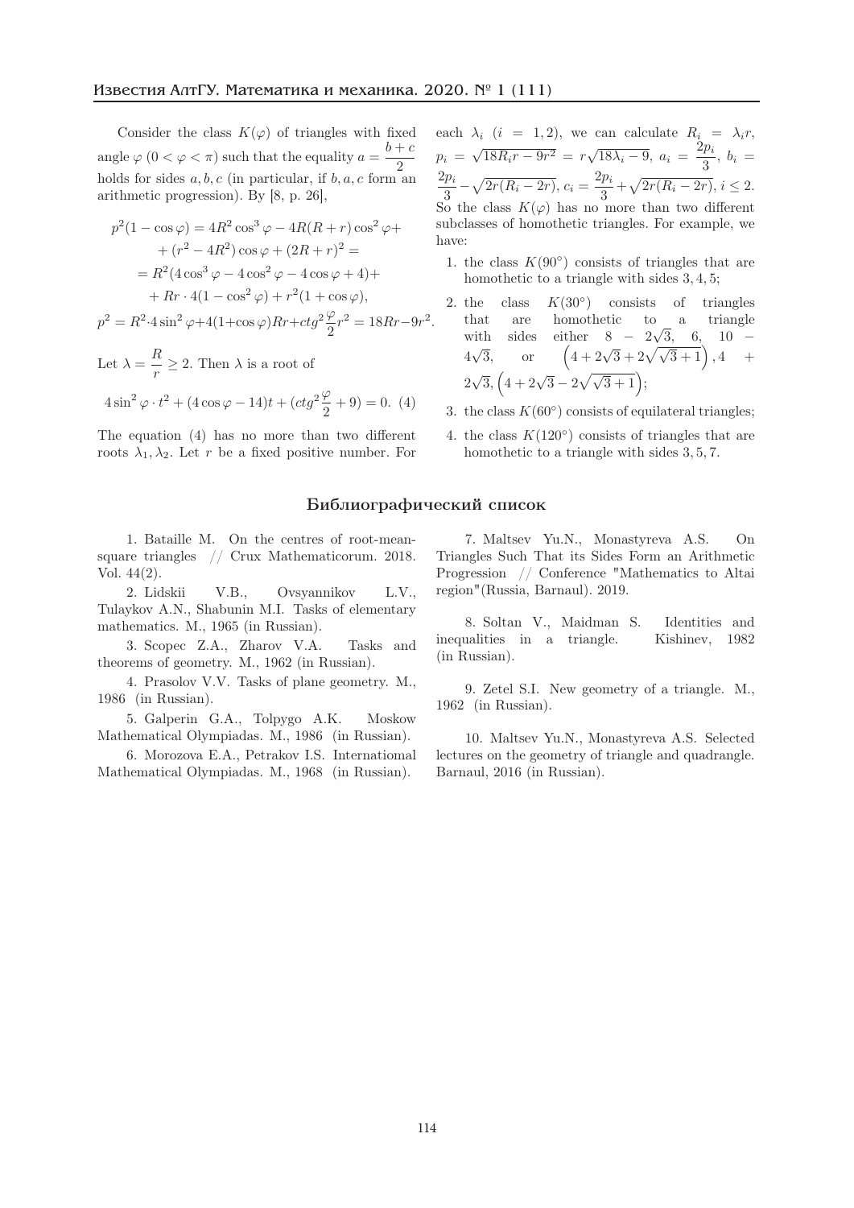Consider the class $K(\varphi)$ of triangles with fixed angle $\varphi$ $(0 < \varphi < \pi)$ such that the equality $a = \dfrac{b+c}{2}$ holds for sides $a, b, c$ (in particular, if $b, a, c$ form an arithmetic progression). By [8, p. 26],

$$p^2(1-\cos\varphi) = 4R^2\cos^3\varphi - 4R(R+r)\cos^2\varphi + (r^2 - 4R^2)\cos\varphi + (2R+r)^2 =$$
$$= R^2(4\cos^3\varphi - 4\cos^2\varphi - 4\cos\varphi + 4) + Rr\cdot 4(1-\cos^2\varphi) + r^2(1+\cos\varphi),$$
$$p^2 = R^2\cdot 4\sin^2\varphi + 4(1+\cos\varphi)Rr + ctg^2\frac{\varphi}{2}r^2 = 18Rr - 9r^2.$$

Let $\lambda = \dfrac{R}{r} \geq 2$. Then $\lambda$ is a root of

$$4\sin^2\varphi\cdot t^2 + (4\cos\varphi - 14)t + (ctg^2\frac{\varphi}{2} + 9) = 0. \quad (4)$$

The equation (4) has no more than two different roots $\lambda_1, \lambda_2$. Let $r$ be a fixed positive number. For each $\lambda_i$ $(i = 1, 2)$, we can calculate $R_i = \lambda_i r$, $p_i = \sqrt{18R_i r - 9r^2} = r\sqrt{18\lambda_i - 9}$, $a_i = \dfrac{2p_i}{3}$, $b_i = \dfrac{2p_i}{3} - \sqrt{2r(R_i - 2r)}$, $c_i = \dfrac{2p_i}{3} + \sqrt{2r(R_i - 2r)}$, $i \leq 2$. So the class $K(\varphi)$ has no more than two different subclasses of homothetic triangles. For example, we have:

1. the class $K(90^\circ)$ consists of triangles that are homothetic to a triangle with sides $3, 4, 5$;
2. the class $K(30^\circ)$ consists of triangles that are homothetic to a triangle with sides either $8 - 2\sqrt{3}$, $6$, $10 - 4\sqrt{3}$, or $\left(4 + 2\sqrt{3} + 2\sqrt{\sqrt{3}+1}\right), 4 + 2\sqrt{3}, \left(4 + 2\sqrt{3} - 2\sqrt{\sqrt{3}+1}\right)$;
3. the class $K(60^\circ)$ consists of equilateral triangles;
4. the class $K(120^\circ)$ consists of triangles that are homothetic to a triangle with sides $3, 5, 7$.

## Библиографический список

1. Bataille M. On the centres of root-mean-square triangles // Crux Mathematicorum. 2018. Vol. 44(2).

2. Lidskii V.B., Ovsyannikov L.V., Tulaykov A.N., Shabunin M.I. Tasks of elementary mathematics. M., 1965 (in Russian).

3. Scopec Z.A., Zharov V.A. Tasks and theorems of geometry. M., 1962 (in Russian).

4. Prasolov V.V. Tasks of plane geometry. M., 1986 (in Russian).

5. Galperin G.A., Tolpygo A.K. Moskow Mathematical Olympiadas. M., 1986 (in Russian).

6. Morozova E.A., Petrakov I.S. Internatiomal Mathematical Olympiadas. M., 1968 (in Russian).

7. Maltsev Yu.N., Monastyreva A.S. On Triangles Such That its Sides Form an Arithmetic Progression // Conference "Mathematics to Altai region"(Russia, Barnaul). 2019.

8. Soltan V., Maidman S. Identities and inequalities in a triangle. Kishinev, 1982 (in Russian).

9. Zetel S.I. New geometry of a triangle. M., 1962 (in Russian).

10. Maltsev Yu.N., Monastyreva A.S. Selected lectures on the geometry of triangle and quadrangle. Barnaul, 2016 (in Russian).